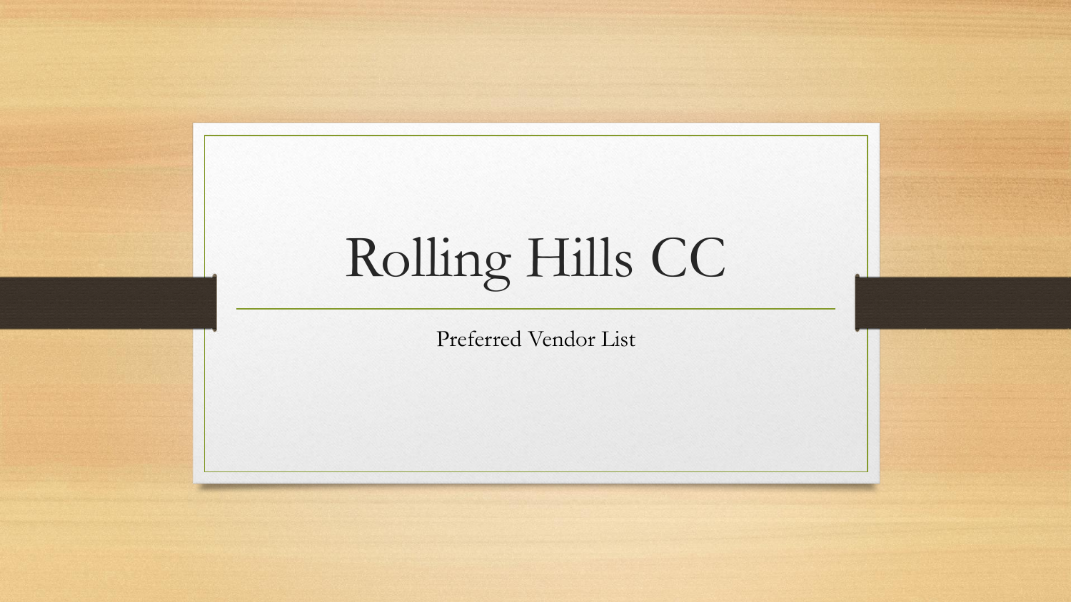# Rolling Hills CC

Preferred Vendor List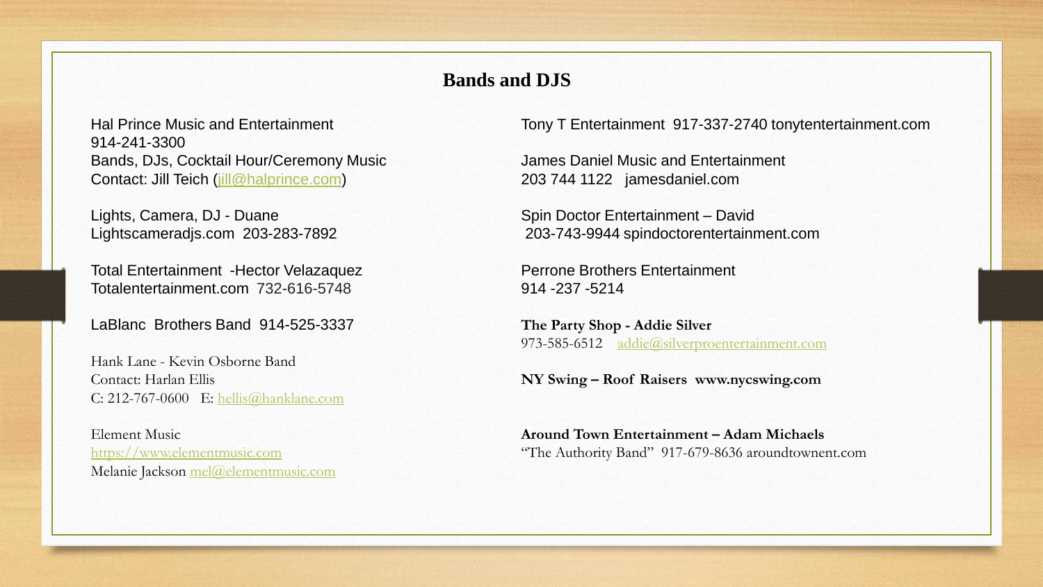## Bands and DJS

Hal Prince Music and Entertainment
914-241-3300
Bands, DJs, Cocktail Hour/Ceremony Music
Contact: Jill Teich (jill@halprince.com)

Lights, Camera, DJ - Duane
Lightscameradjs.com 203-283-7892

Total Entertainment -Hector Velazaquez
Totalentertainment.com 732-616-5748

LaBlanc Brothers Band 914-525-3337

Hank Lane - Kevin Osborne Band
Contact: Harlan Ellis
C: 212-767-0600 E: hellis@hanklane.com

Element Music
https://www.elementmusic.com
Melanie Jackson mel@elementmusic.com

Tony T Entertainment 917-337-2740 tonytentertainment.com

James Daniel Music and Entertainment
203 744 1122 jamesdaniel.com

Spin Doctor Entertainment – David
203-743-9944 spindoctorentertainment.com

Perrone Brothers Entertainment
914 -237 -5214

**The Party Shop - Addie Silver**
973-585-6512 addie@silverproentertainment.com

**NY Swing – Roof Raisers www.nycswing.com**

**Around Town Entertainment – Adam Michaels**
"The Authority Band" 917-679-8636 aroundtownent.com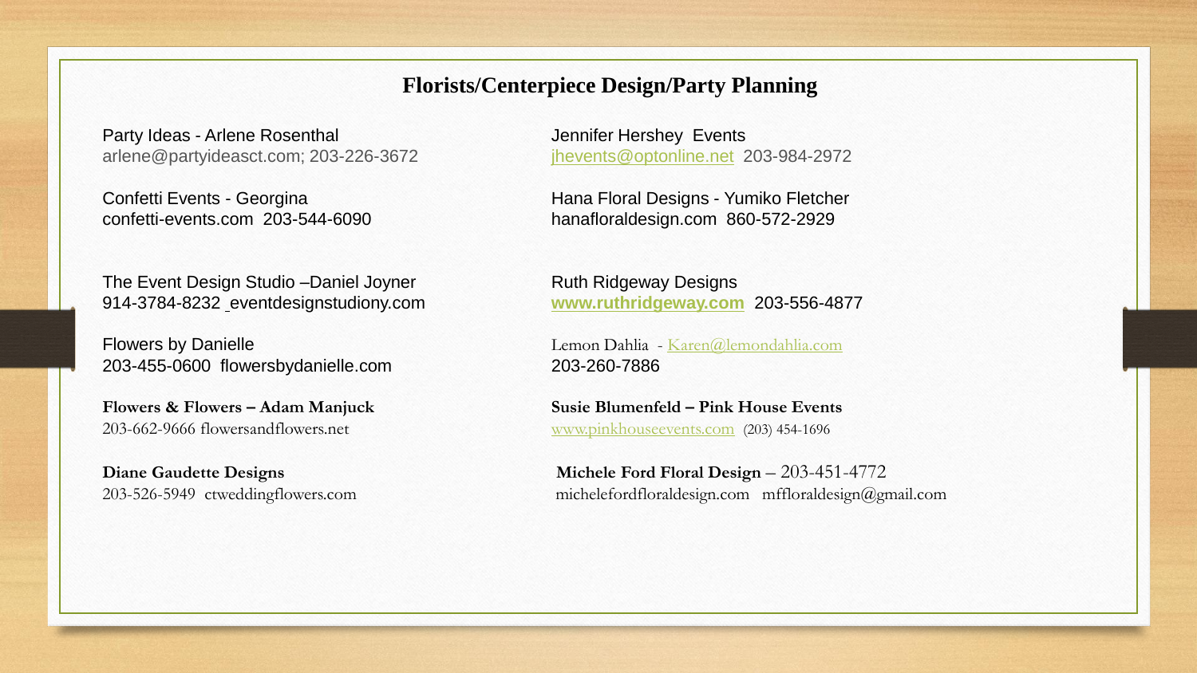## Florists/Centerpiece Design/Party Planning

Party Ideas - Arlene Rosenthal
arlene@partyideasct.com; 203-226-3672

Confetti Events - Georgina
confetti-events.com 203-544-6090

The Event Design Studio –Daniel Joyner
914-3784-8232 eventdesignstudiony.com

Flowers by Danielle
203-455-0600 flowersbydanielle.com

**Flowers & Flowers – Adam Manjuck**
203-662-9666 flowersandflowers.net

**Diane Gaudette Designs**
203-526-5949 ctweddingflowers.com

Jennifer Hershey Events
jhevents@optonline.net 203-984-2972

Hana Floral Designs - Yumiko Fletcher
hanafloraldesign.com 860-572-2929

Ruth Ridgeway Designs
**www.ruthridgeway.com** 203-556-4877

Lemon Dahlia - Karen@lemondahlia.com
203-260-7886

**Susie Blumenfeld – Pink House Events**
www.pinkhouseevents.com (203) 454-1696

**Michele Ford Floral Design** – 203-451-4772
micheleforfloraldesign.com mffloraldesign@gmail.com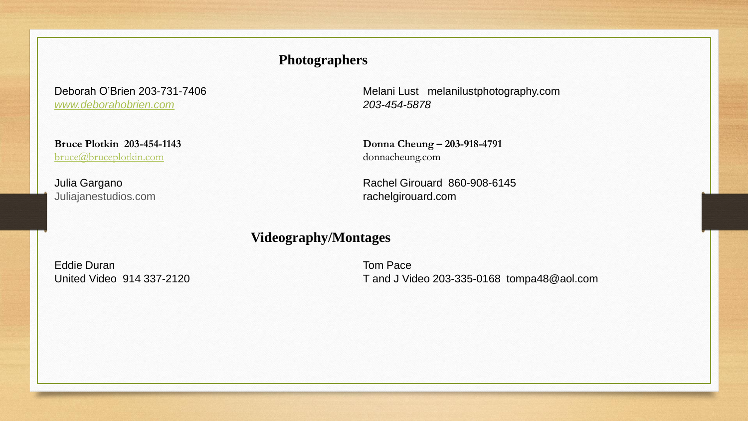## Photographers

Deborah O'Brien 203-731-7406
*www.deborahobrien.com*

Melani Lust   melanilustphotography.com
*203-454-5878*

**Bruce Plotkin  203-454-1143**
bruce@bruceplotkin.com

**Donna Cheung – 203-918-4791**
donnacheung.com

Julia Gargano
Juliajanestudios.com

Rachel Girouard  860-908-6145
rachelgirouard.com

## Videography/Montages

Eddie Duran
United Video  914 337-2120

Tom Pace
T and J Video 203-335-0168  tompa48@aol.com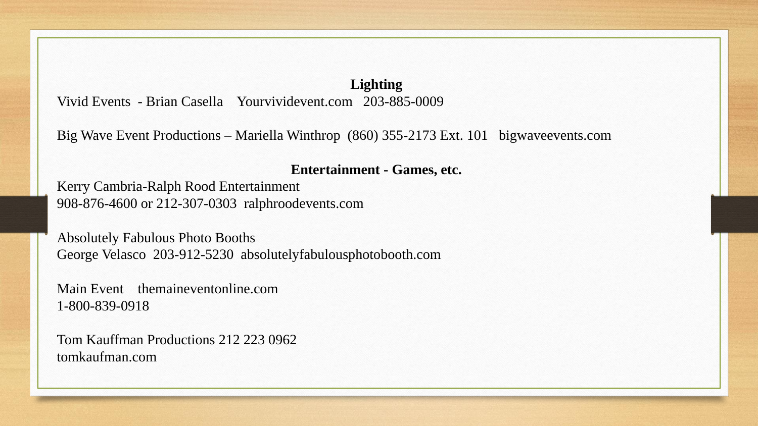**Lighting**

Vivid Events - Brian Casella Yourvividevent.com 203-885-0009

Big Wave Event Productions – Mariella Winthrop (860) 355-2173 Ext. 101 bigwaveevents.com

**Entertainment - Games, etc.**

Kerry Cambria-Ralph Rood Entertainment
908-876-4600 or 212-307-0303 ralphroodevents.com

Absolutely Fabulous Photo Booths
George Velasco 203-912-5230 absolutelyfabulousphotobooth.com

Main Event themaineventonline.com
1-800-839-0918

Tom Kauffman Productions 212 223 0962
tomkaufman.com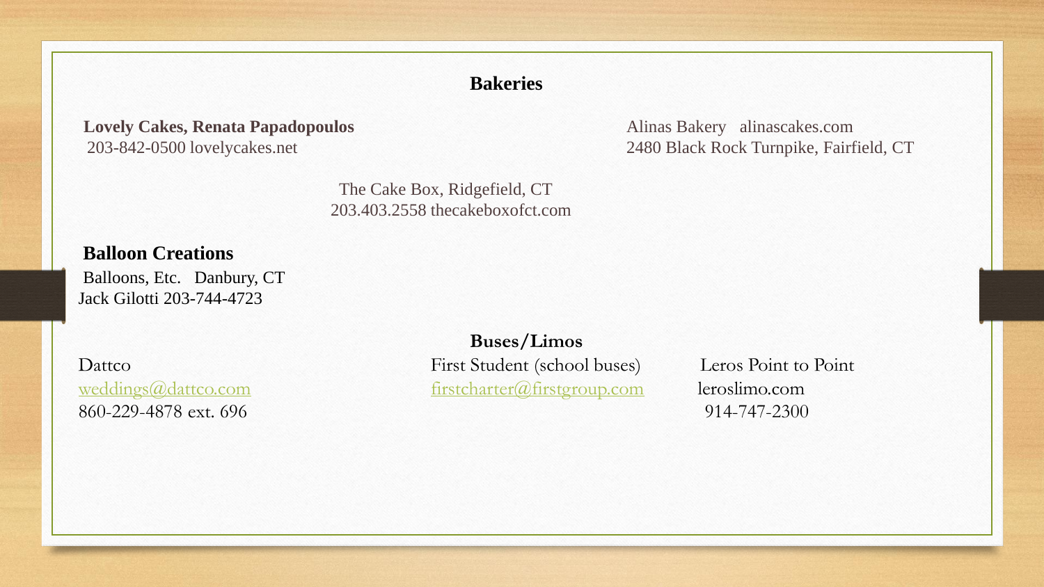## Bakeries

**Lovely Cakes, Renata Papadopoulos**
203-842-0500 lovelycakes.net

Alinas Bakery alinascakes.com
2480 Black Rock Turnpike, Fairfield, CT

The Cake Box, Ridgefield, CT
203.403.2558 thecakeboxofct.com

## Balloon Creations

Balloons, Etc. Danbury, CT
Jack Gilotti 203-744-4723

## Buses/Limos

Dattco
weddings@dattco.com
860-229-4878 ext. 696

First Student (school buses)
firstcharter@firstgroup.com

Leros Point to Point
leroslimo.com
914-747-2300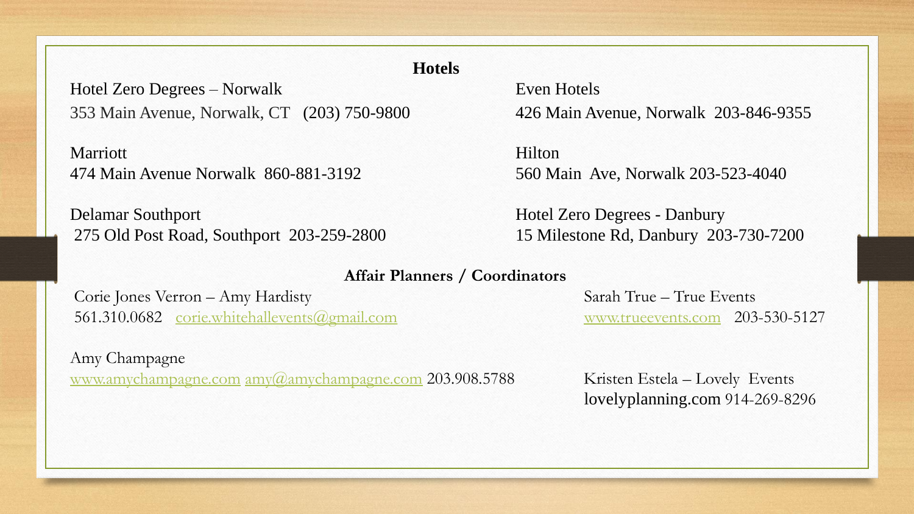## Hotels

Hotel Zero Degrees – Norwalk
353 Main Avenue, Norwalk, CT (203) 750-9800

Marriott
474 Main Avenue Norwalk 860-881-3192

Delamar Southport
275 Old Post Road, Southport 203-259-2800

Even Hotels
426 Main Avenue, Norwalk 203-846-9355

Hilton
560 Main Ave, Norwalk 203-523-4040

Hotel Zero Degrees - Danbury
15 Milestone Rd, Danbury 203-730-7200

## Affair Planners / Coordinators

Corie Jones Verron – Amy Hardisty
561.310.0682 corie.whitehallevents@gmail.com

Amy Champagne
www.amychampagne.com amy@amychampagne.com 203.908.5788

Sarah True – True Events
www.trueevents.com 203-530-5127

Kristen Estela – Lovely Events
lovelyplanning.com 914-269-8296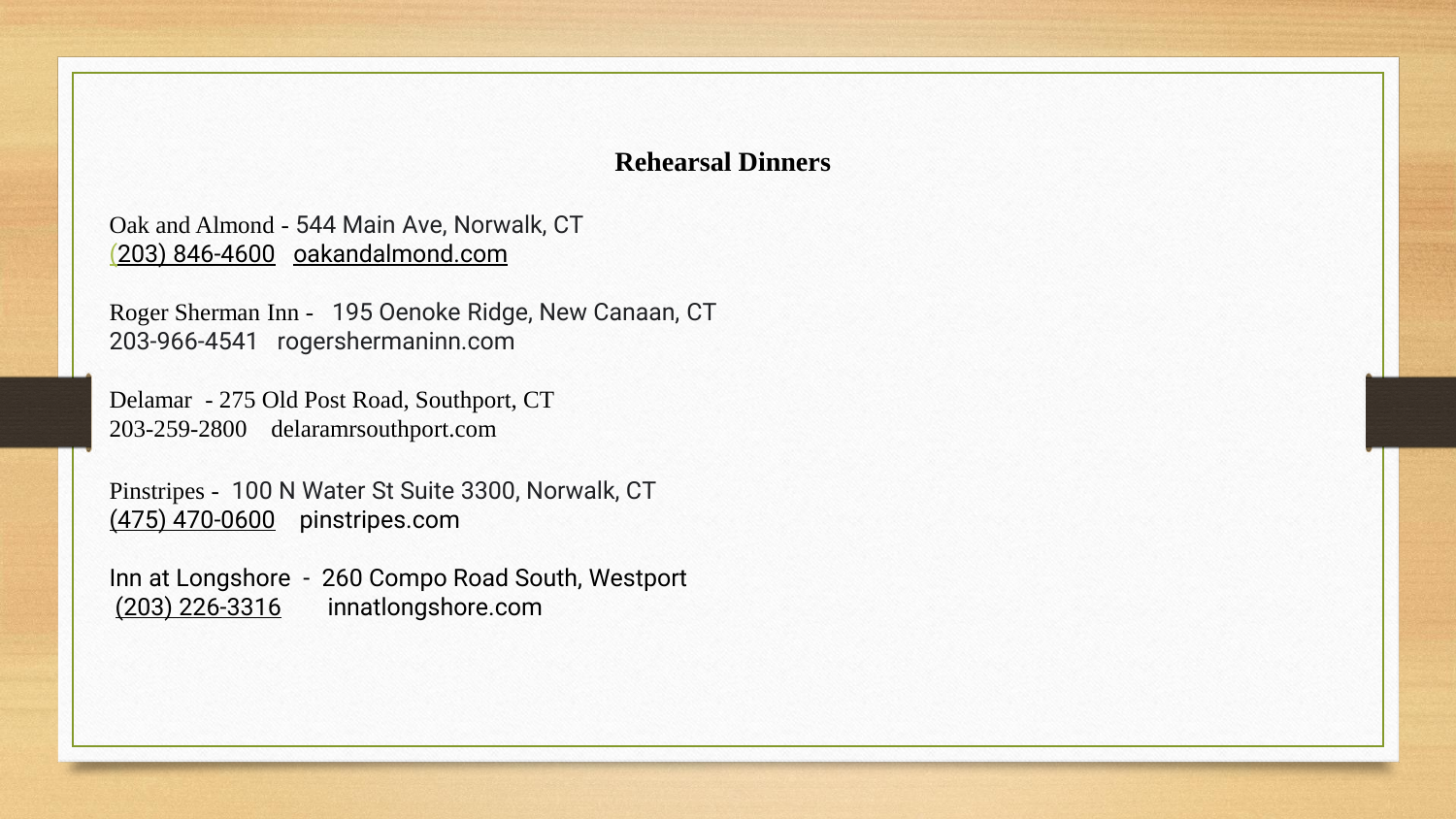## Rehearsal Dinners

Oak and Almond - 544 Main Ave, Norwalk, CT
(203) 846-4600   oakandalmond.com

Roger Sherman Inn -   195 Oenoke Ridge, New Canaan, CT
203-966-4541   rogershermaninn.com

Delamar  - 275 Old Post Road, Southport, CT
203-259-2800    delaramrsouthport.com

Pinstripes -  100 N Water St Suite 3300, Norwalk, CT
(475) 470-0600    pinstripes.com

Inn at Longshore  -  260 Compo Road South, Westport
(203) 226-3316       innatlongshore.com